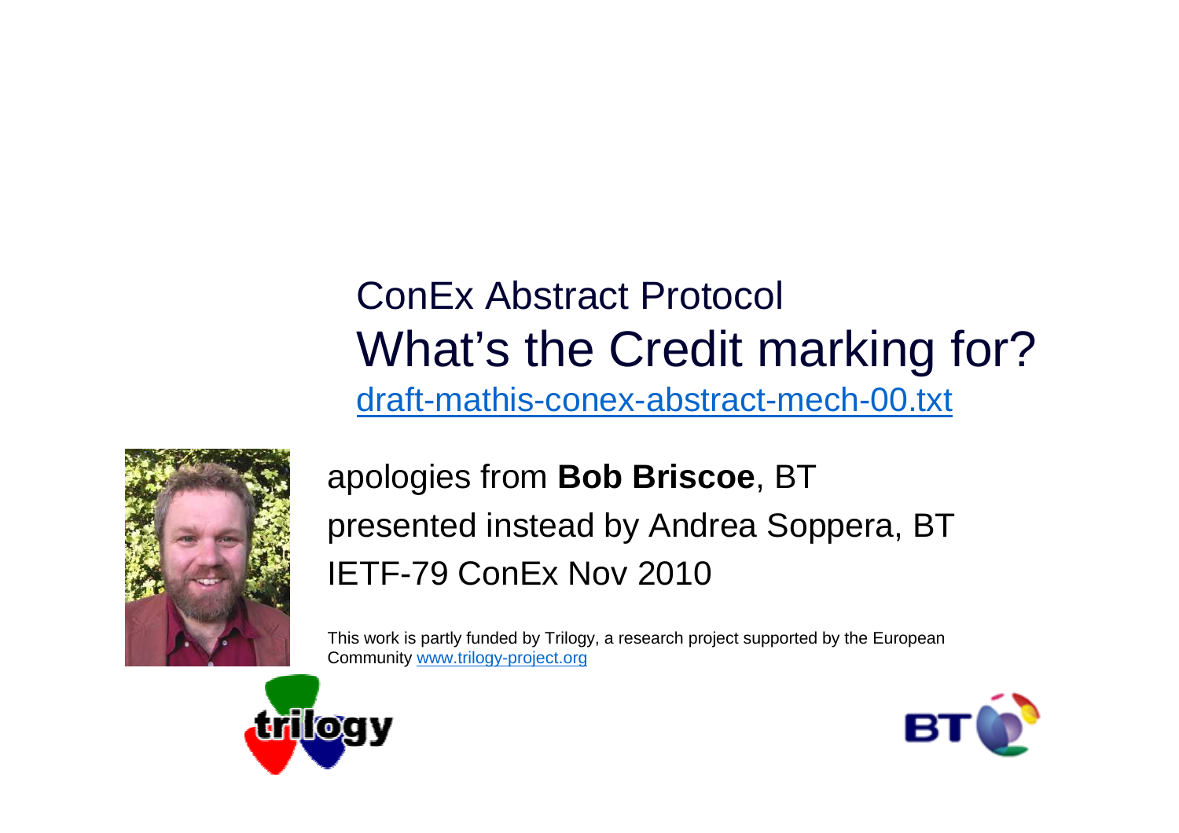# ConEx Abstract Protocol

## What's the Credit marking for?

[draft-mathis-conex-abstract-mech-00.txt](draft-mathis-conex-abstract-mech-00.txt)

apologies from **Bob Briscoe**, BT

presented instead by Andrea Soppera, BT

IETF-79 ConEx Nov 2010

This work is partly funded by Trilogy, a research project supported by the European Community [www.trilogy-project.org](www.trilogy-project.org)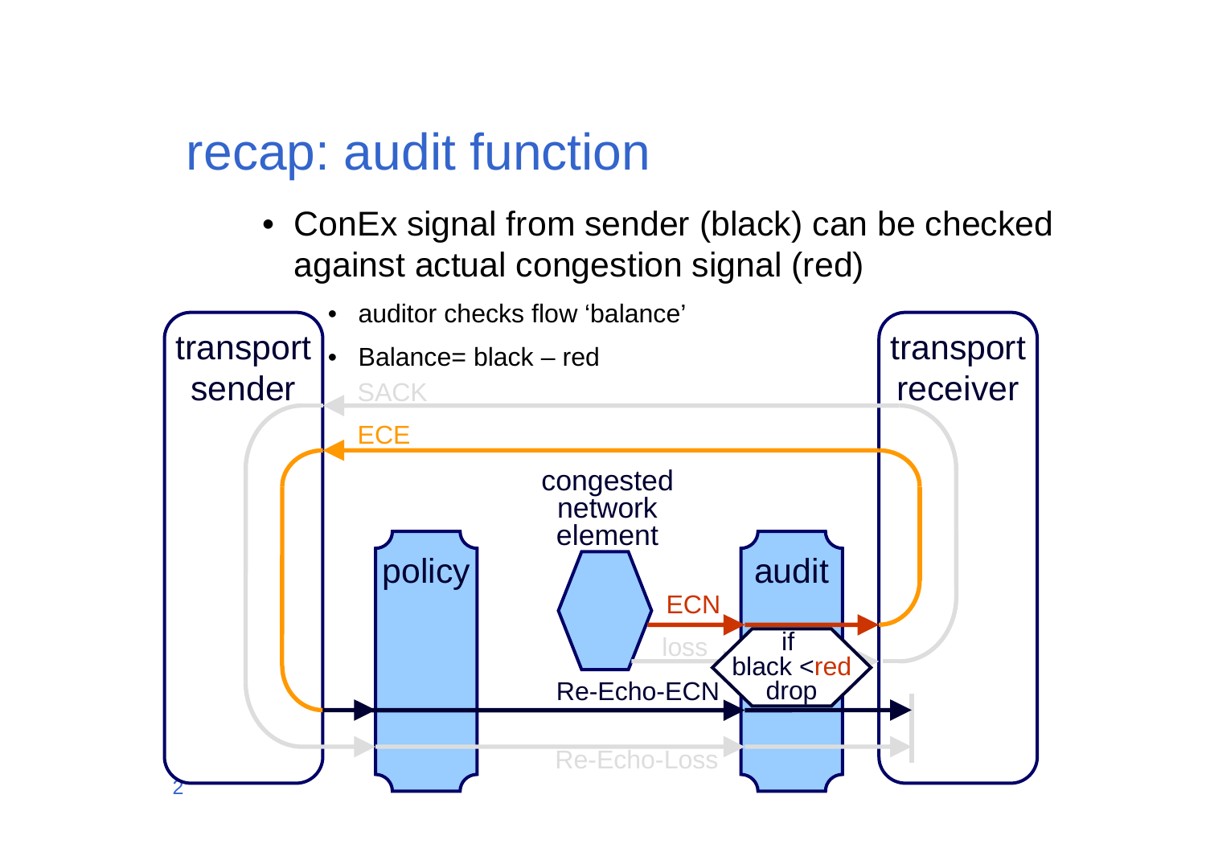# recap: audit function

- ConEx signal from sender (black) can be checked against actual congestion signal (red)
  - auditor checks flow 'balance'
  - Balance= black – red

transport sender

transport receiver

SACK

ECE

congested network element

policy

audit

ECN

loss

if black <red drop

Re-Echo-ECN

Re-Echo-Loss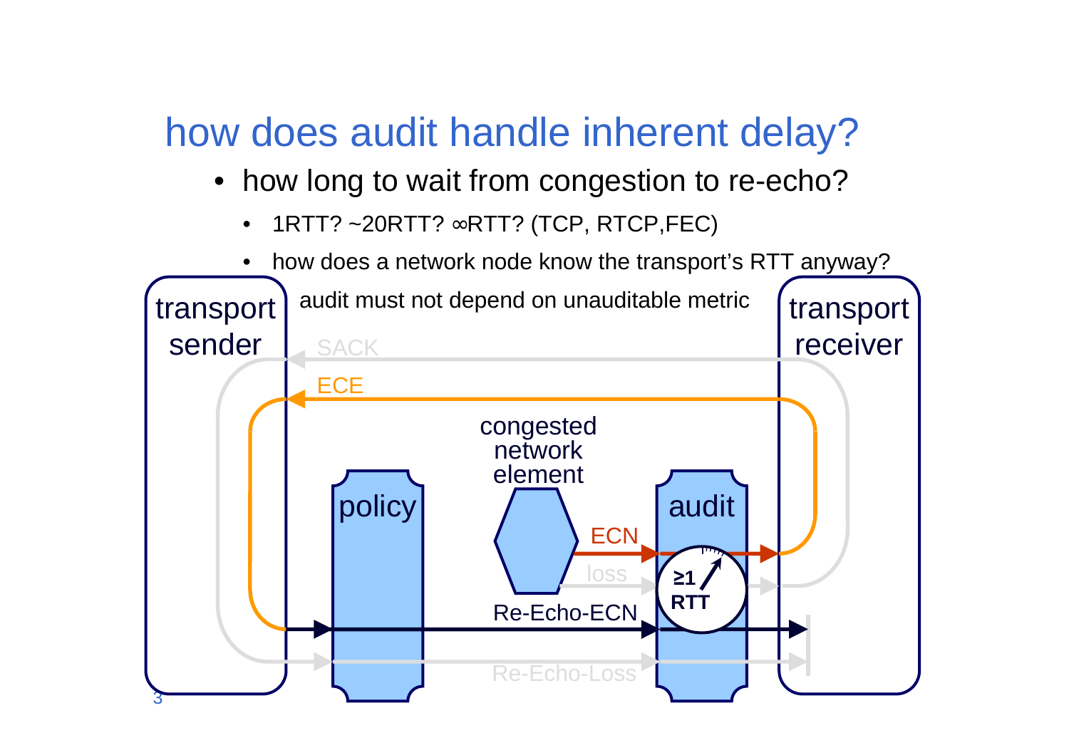# how does audit handle inherent delay?

- how long to wait from congestion to re-echo?
  - 1RTT? ~20RTT? ∞RTT? (TCP, RTCP,FEC)
  - how does a network node know the transport's RTT anyway?

audit must not depend on unauditable metric

transport sender

transport receiver

SACK

ECE

congested network element

policy

audit

ECN

loss

≥1 RTT

Re-Echo-ECN

Re-Echo-Loss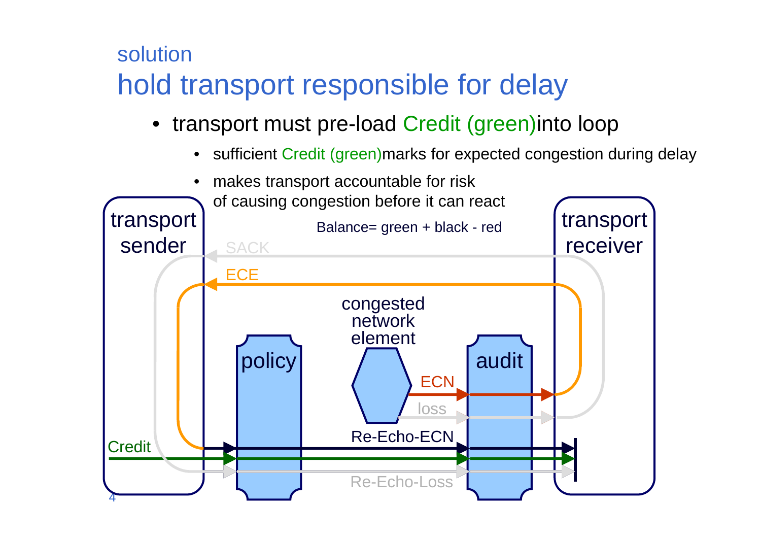## solution

# hold transport responsible for delay

- transport must pre-load Credit (green)into loop
  - sufficient Credit (green)marks for expected congestion during delay
  - makes transport accountable for risk of causing congestion before it can react

Balance= green + black - red

transport sender

transport receiver

SACK

ECE

congested network element

policy

audit

ECN

loss

Credit

Re-Echo-ECN

Re-Echo-Loss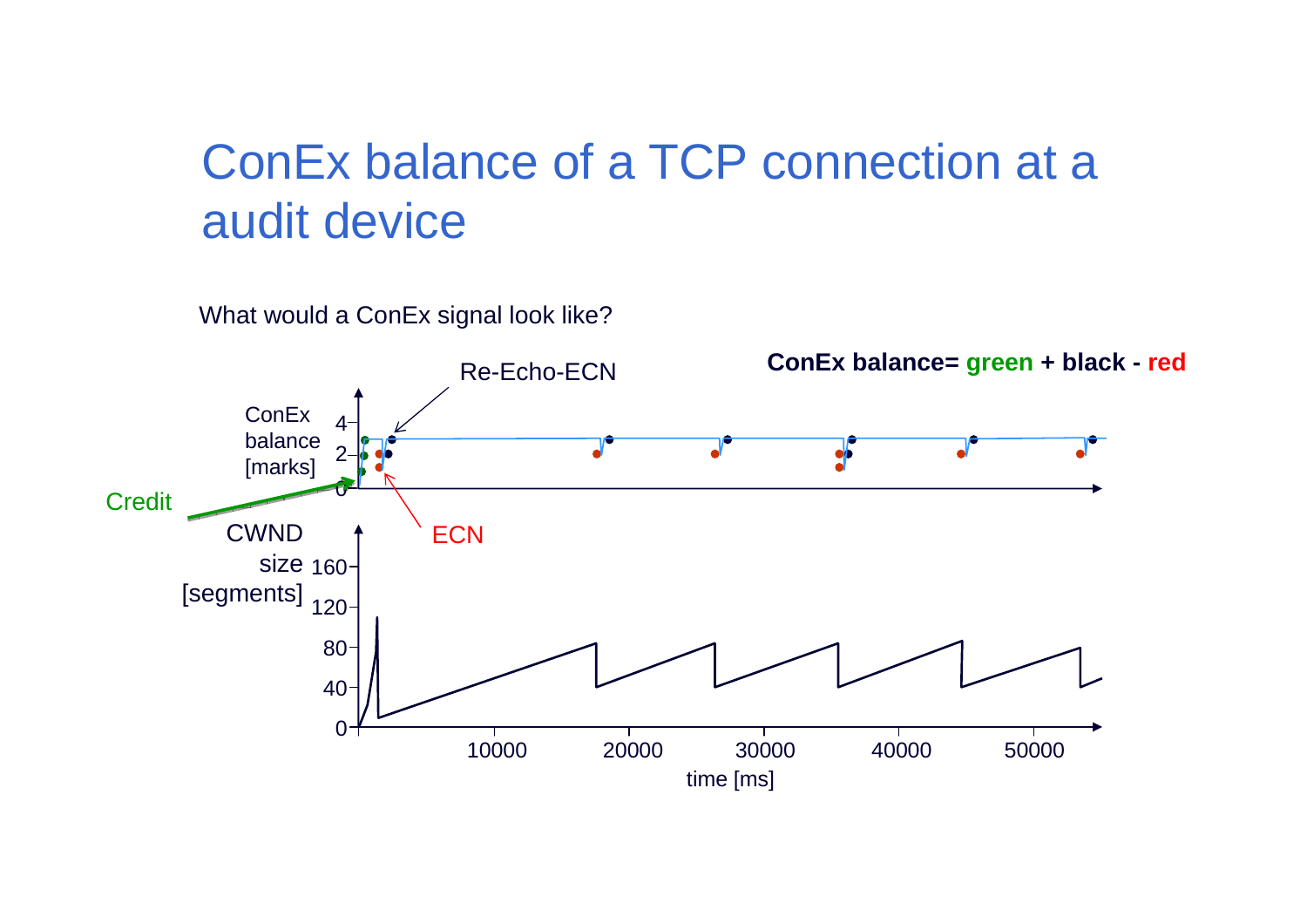# ConEx balance of a TCP connection at a audit device

What would a ConEx signal look like?

**ConEx balance= green + black - red**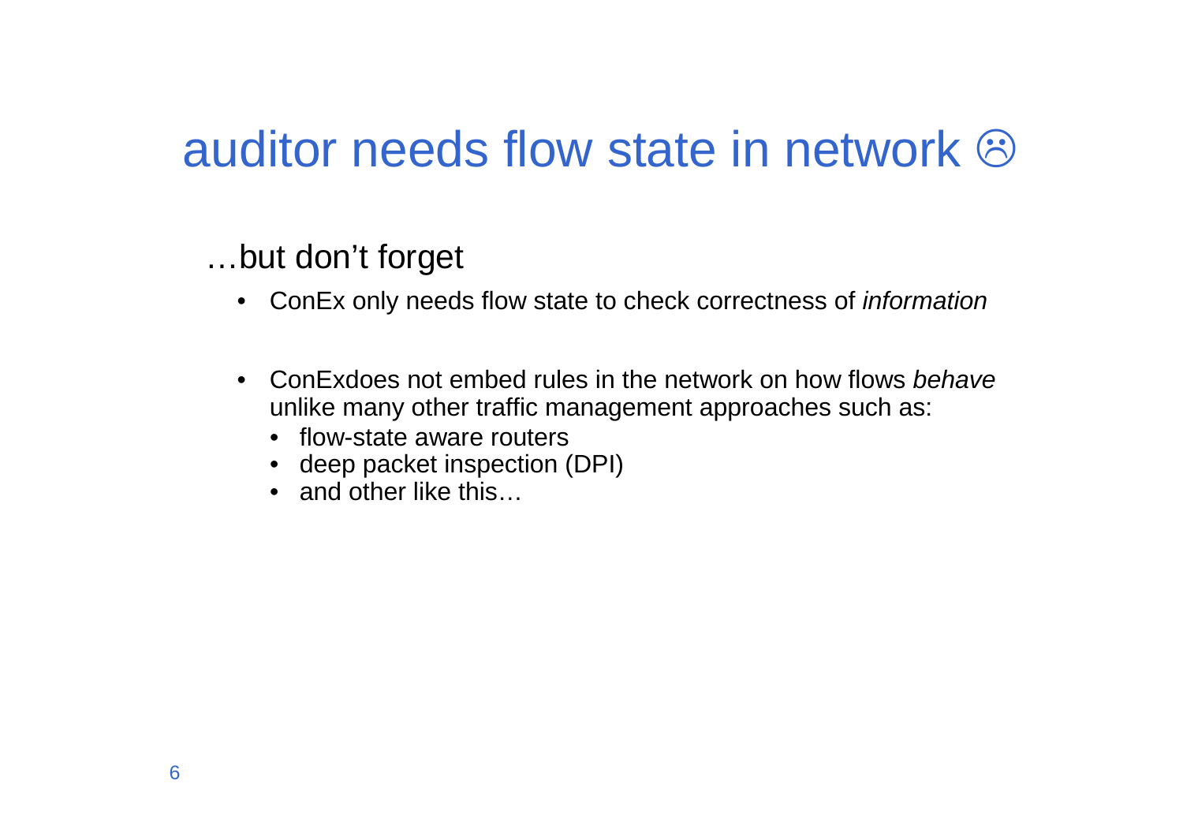# auditor needs flow state in network ☹

…but don't forget

- ConEx only needs flow state to check correctness of *information*

- ConExdoes not embed rules in the network on how flows *behave* unlike many other traffic management approaches such as:
  - flow-state aware routers
  - deep packet inspection (DPI)
  - and other like this…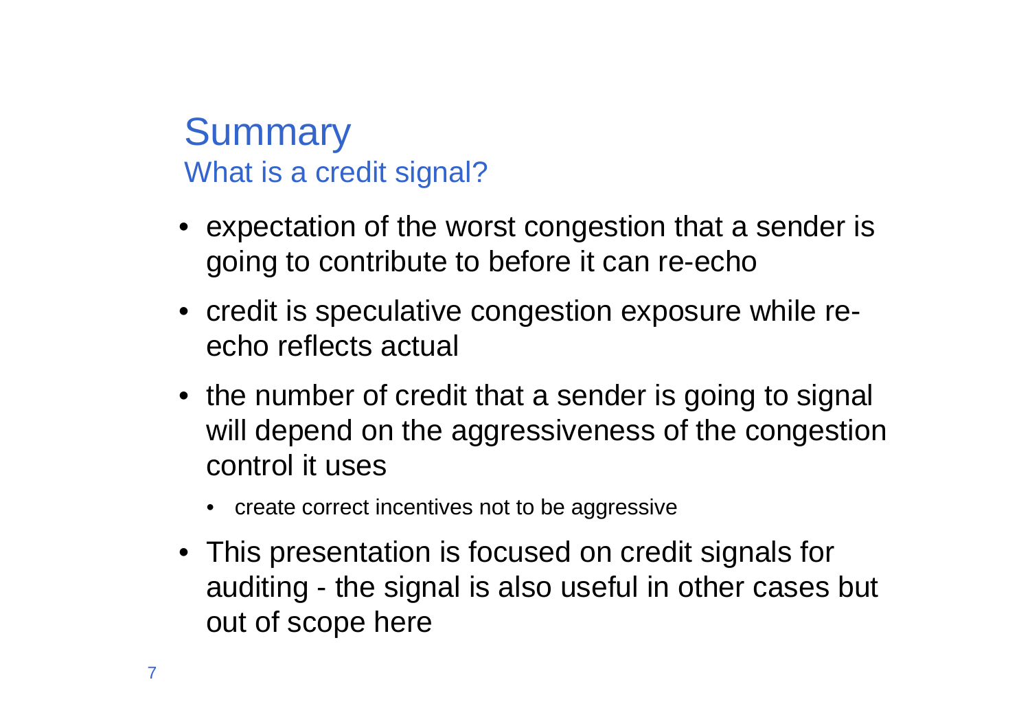# Summary

## What is a credit signal?

- expectation of the worst congestion that a sender is going to contribute to before it can re-echo
- credit is speculative congestion exposure while re-echo reflects actual
- the number of credit that a sender is going to signal will depend on the aggressiveness of the congestion control it uses
  - create correct incentives not to be aggressive
- This presentation is focused on credit signals for auditing - the signal is also useful in other cases but out of scope here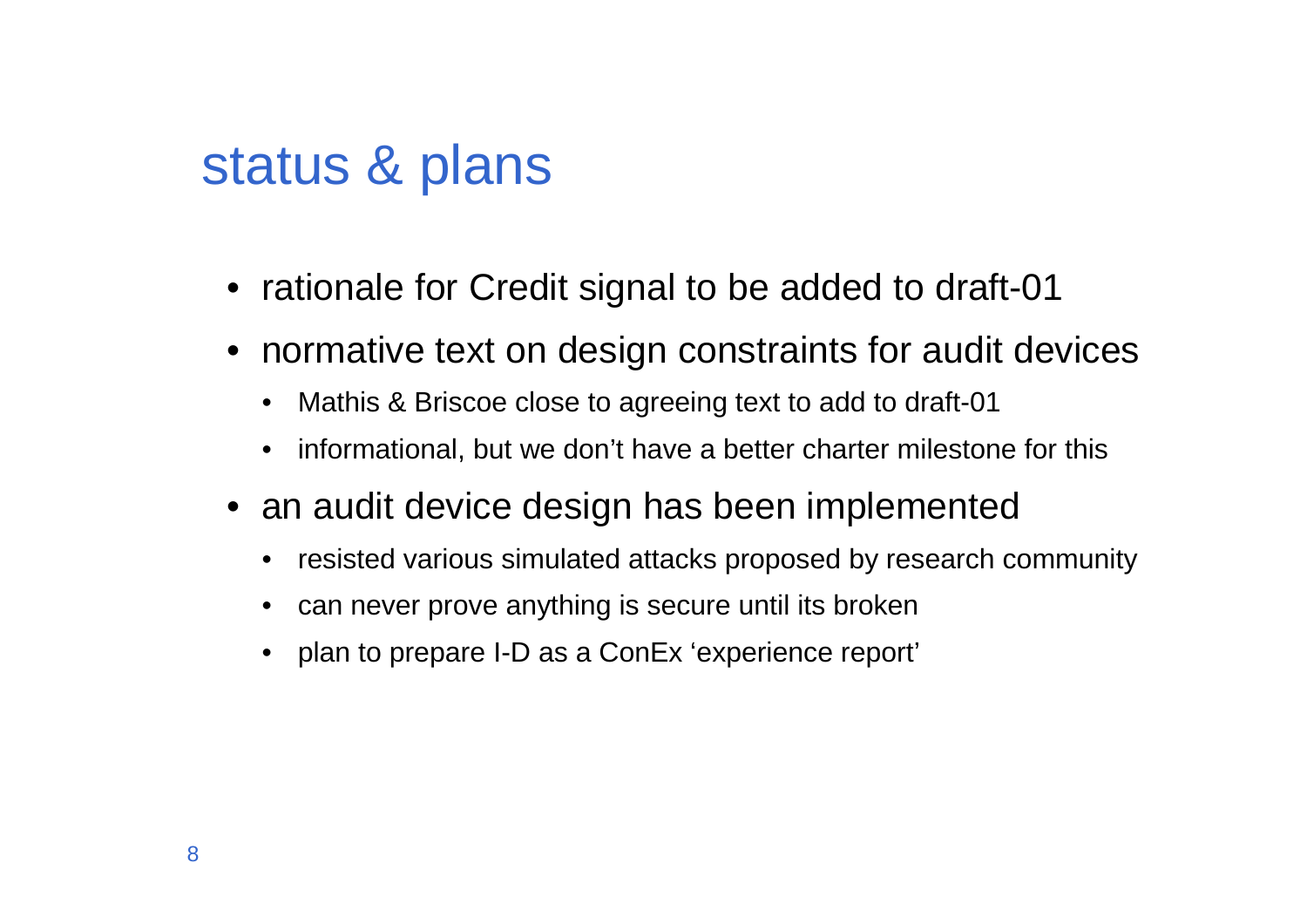# status & plans

- rationale for Credit signal to be added to draft-01
- normative text on design constraints for audit devices
  - Mathis & Briscoe close to agreeing text to add to draft-01
  - informational, but we don’t have a better charter milestone for this
- an audit device design has been implemented
  - resisted various simulated attacks proposed by research community
  - can never prove anything is secure until its broken
  - plan to prepare I-D as a ConEx ‘experience report’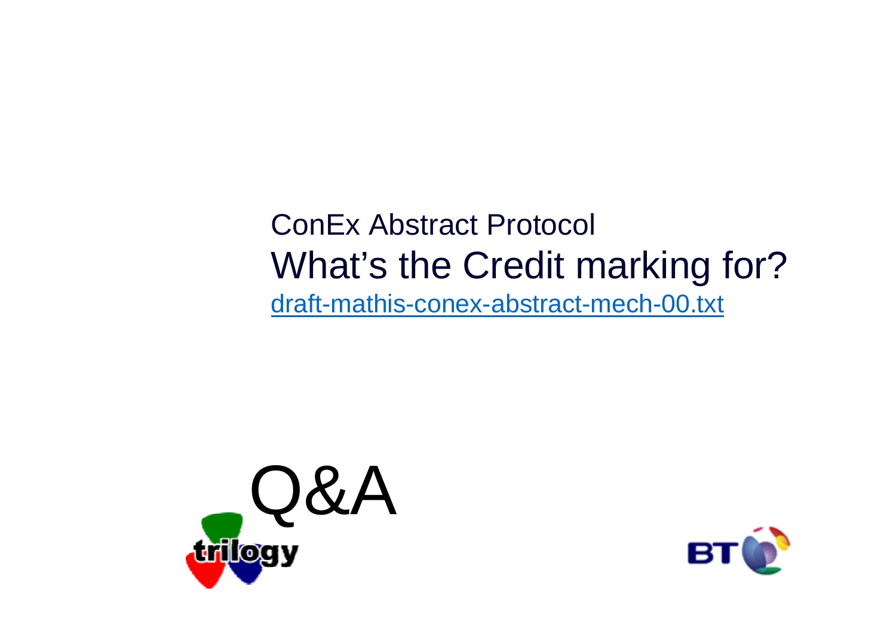ConEx Abstract Protocol

# What's the Credit marking for?

[draft-mathis-conex-abstract-mech-00.txt](draft-mathis-conex-abstract-mech-00.txt)

Q&A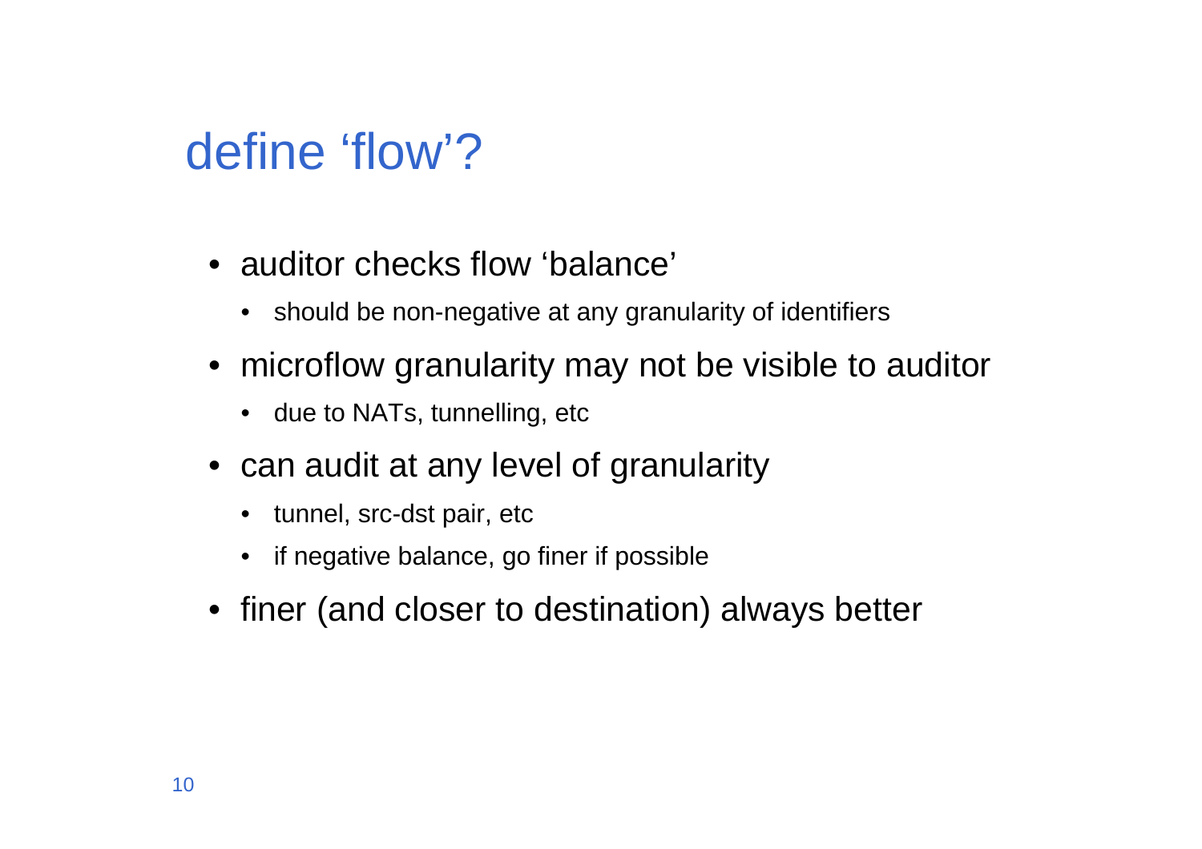# define ‘flow’?

- auditor checks flow ‘balance’
  - should be non-negative at any granularity of identifiers
- microflow granularity may not be visible to auditor
  - due to NATs, tunnelling, etc
- can audit at any level of granularity
  - tunnel, src-dst pair, etc
  - if negative balance, go finer if possible
- finer (and closer to destination) always better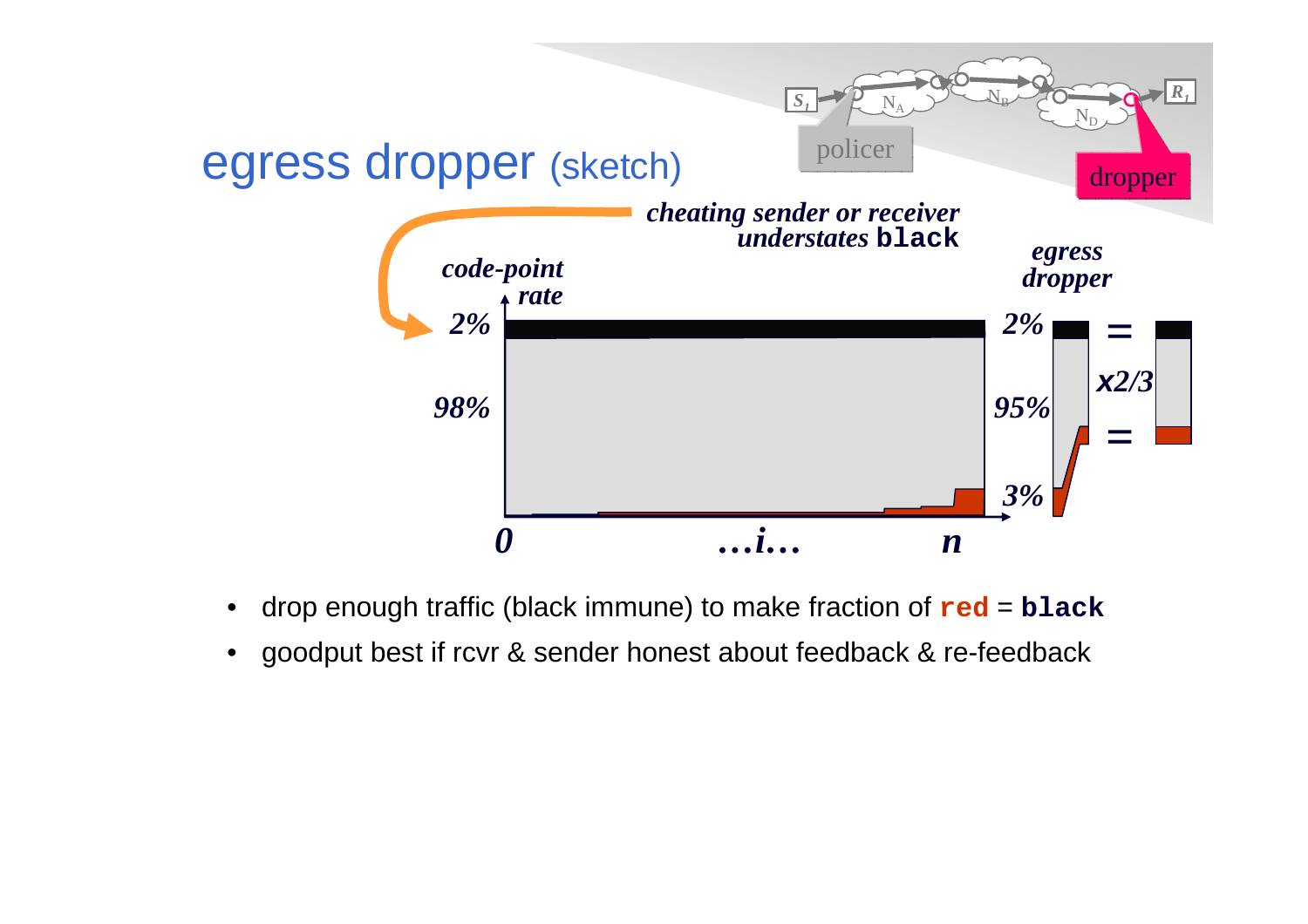# egress dropper (sketch)

- drop enough traffic (black immune) to make fraction of **red** = **black**
- goodput best if rcvr & sender honest about feedback & re-feedback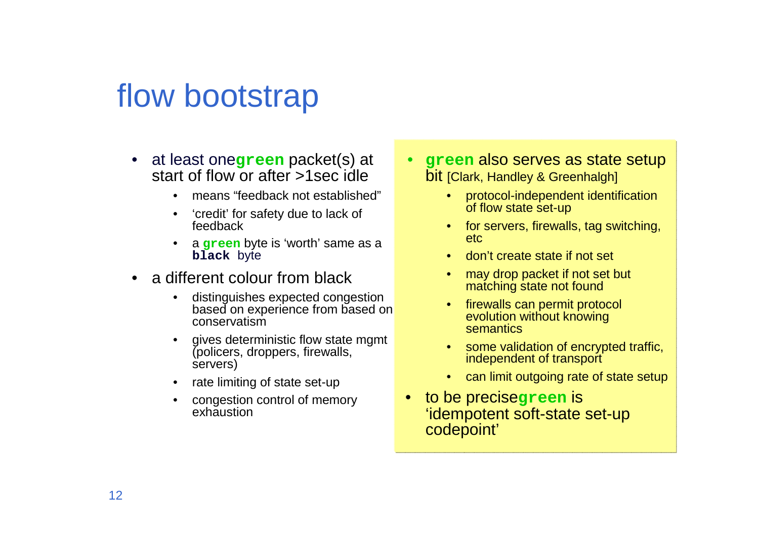# flow bootstrap

- at least one **`green`** packet(s) at start of flow or after >1sec idle
  - means "feedback not established"
  - 'credit' for safety due to lack of feedback
  - a **`green`** byte is 'worth' same as a **`black`** byte
- a different colour from black
  - distinguishes expected congestion based on experience from based on conservatism
  - gives deterministic flow state mgmt (policers, droppers, firewalls, servers)
  - rate limiting of state set-up
  - congestion control of memory exhaustion

- **`green`** also serves as state setup bit [Clark, Handley & Greenhalgh]
  - protocol-independent identification of flow state set-up
  - for servers, firewalls, tag switching, etc
  - don't create state if not set
  - may drop packet if not set but matching state not found
  - firewalls can permit protocol evolution without knowing semantics
  - some validation of encrypted traffic, independent of transport
  - can limit outgoing rate of state setup
- to be precise **`green`** is 'idempotent soft-state set-up codepoint'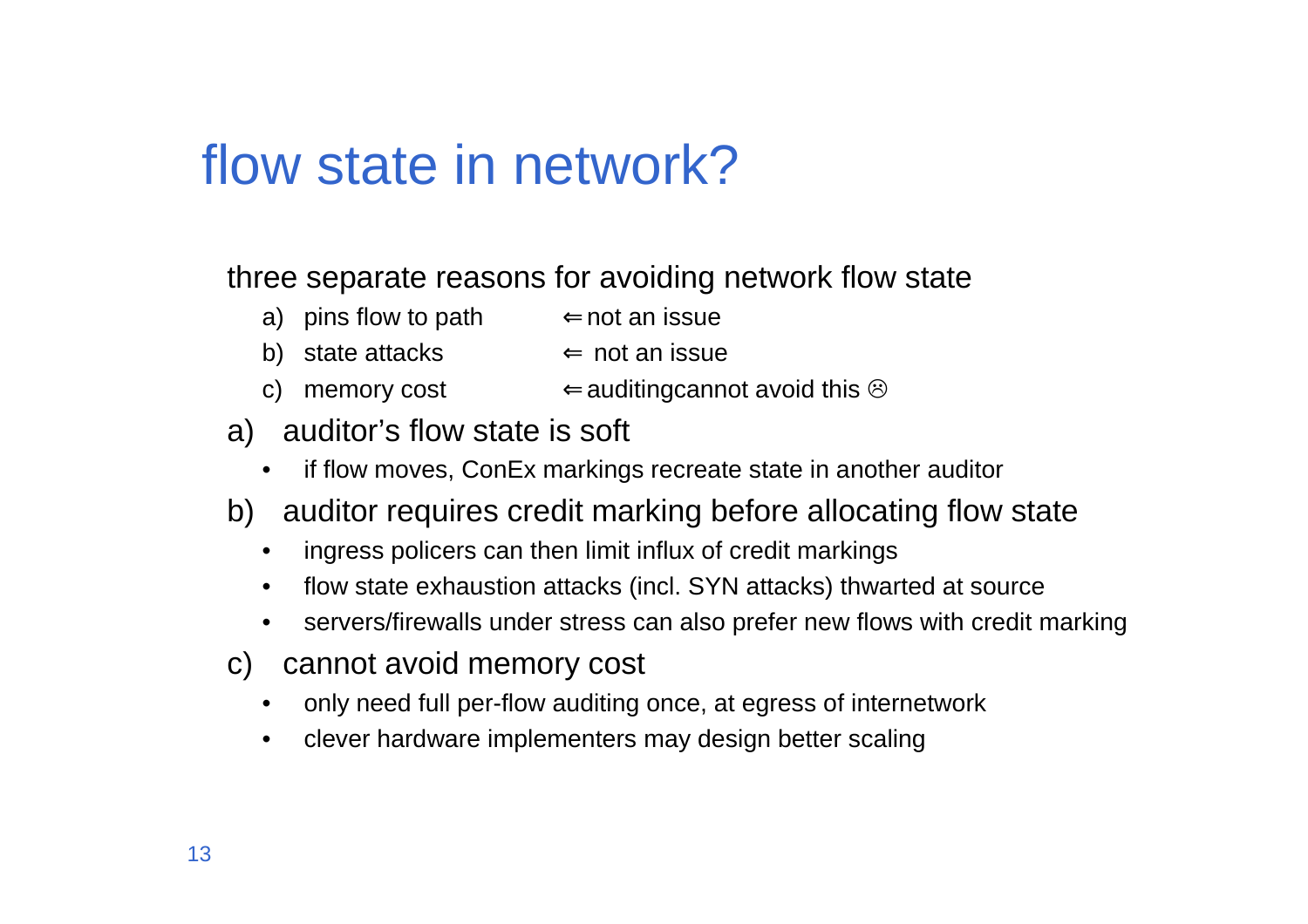# flow state in network?

three separate reasons for avoiding network flow state

a) pins flow to path ⇐ not an issue
b) state attacks ⇐ not an issue
c) memory cost ⇐ auditingcannot avoid this ☹

a) auditor's flow state is soft
   - if flow moves, ConEx markings recreate state in another auditor

b) auditor requires credit marking before allocating flow state
   - ingress policers can then limit influx of credit markings
   - flow state exhaustion attacks (incl. SYN attacks) thwarted at source
   - servers/firewalls under stress can also prefer new flows with credit marking

c) cannot avoid memory cost
   - only need full per-flow auditing once, at egress of internetwork
   - clever hardware implementers may design better scaling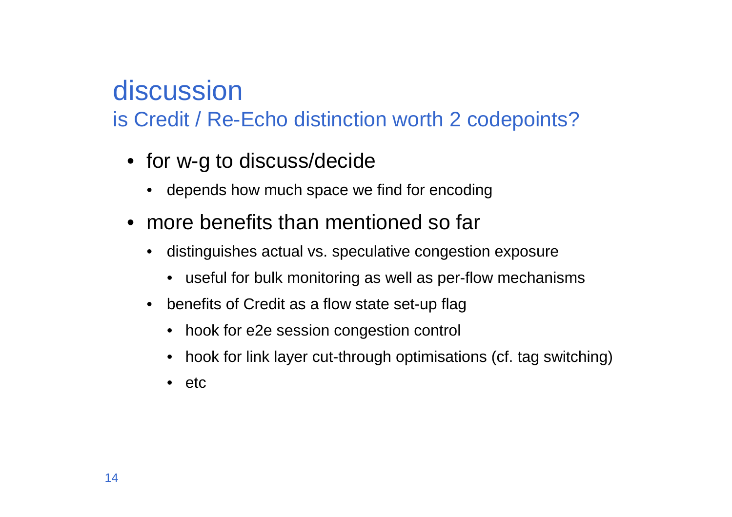# discussion

## is Credit / Re-Echo distinction worth 2 codepoints?

- for w-g to discuss/decide
  - depends how much space we find for encoding
- more benefits than mentioned so far
  - distinguishes actual vs. speculative congestion exposure
    - useful for bulk monitoring as well as per-flow mechanisms
  - benefits of Credit as a flow state set-up flag
    - hook for e2e session congestion control
    - hook for link layer cut-through optimisations (cf. tag switching)
    - etc